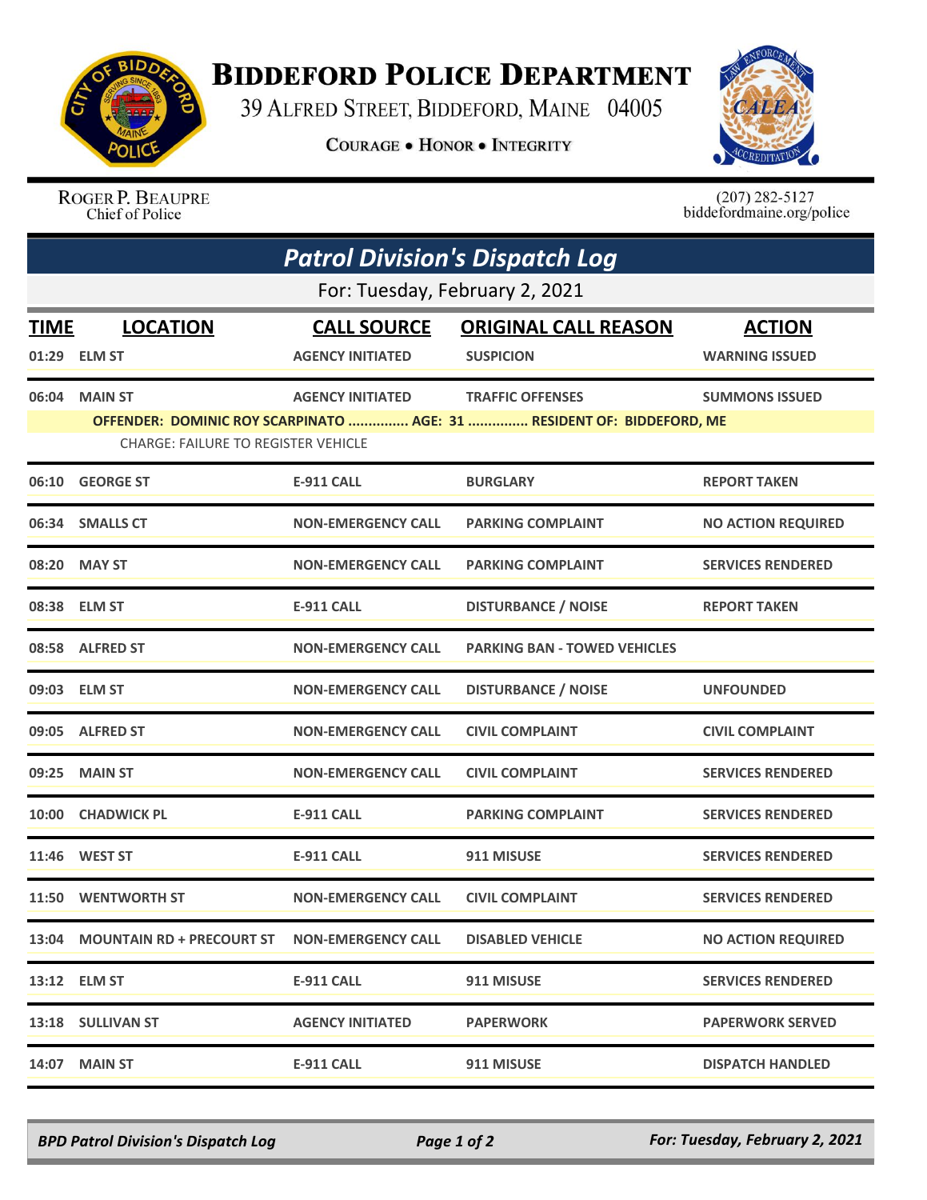# BIDDEFORD POLICE DEPARTMENT

39 ALFRED STREET, BIDDEFORD, MAINE 04005

COURAGE • HONOR • INTEGRITY

ROGER P. BEAUPRE
Chief of Police

(207) 282-5127
biddefordmaine.org/police

## *Patrol Division's Dispatch Log*

For: Tuesday, February 2, 2021

| TIME | LOCATION | CALL SOURCE | ORIGINAL CALL REASON | ACTION |
|---|---|---|---|---|
| 01:29 | ELM ST | AGENCY INITIATED | SUSPICION | WARNING ISSUED |
| 06:04 | MAIN ST | AGENCY INITIATED | TRAFFIC OFFENSES | SUMMONS ISSUED |
| | OFFENDER: DOMINIC ROY SCARPINATO ............... AGE: 31 ............... RESIDENT OF: BIDDEFORD, ME<br>CHARGE: FAILURE TO REGISTER VEHICLE | | | |
| 06:10 | GEORGE ST | E-911 CALL | BURGLARY | REPORT TAKEN |
| 06:34 | SMALLS CT | NON-EMERGENCY CALL | PARKING COMPLAINT | NO ACTION REQUIRED |
| 08:20 | MAY ST | NON-EMERGENCY CALL | PARKING COMPLAINT | SERVICES RENDERED |
| 08:38 | ELM ST | E-911 CALL | DISTURBANCE / NOISE | REPORT TAKEN |
| 08:58 | ALFRED ST | NON-EMERGENCY CALL | PARKING BAN - TOWED VEHICLES | |
| 09:03 | ELM ST | NON-EMERGENCY CALL | DISTURBANCE / NOISE | UNFOUNDED |
| 09:05 | ALFRED ST | NON-EMERGENCY CALL | CIVIL COMPLAINT | CIVIL COMPLAINT |
| 09:25 | MAIN ST | NON-EMERGENCY CALL | CIVIL COMPLAINT | SERVICES RENDERED |
| 10:00 | CHADWICK PL | E-911 CALL | PARKING COMPLAINT | SERVICES RENDERED |
| 11:46 | WEST ST | E-911 CALL | 911 MISUSE | SERVICES RENDERED |
| 11:50 | WENTWORTH ST | NON-EMERGENCY CALL | CIVIL COMPLAINT | SERVICES RENDERED |
| 13:04 | MOUNTAIN RD + PRECOURT ST | NON-EMERGENCY CALL | DISABLED VEHICLE | NO ACTION REQUIRED |
| 13:12 | ELM ST | E-911 CALL | 911 MISUSE | SERVICES RENDERED |
| 13:18 | SULLIVAN ST | AGENCY INITIATED | PAPERWORK | PAPERWORK SERVED |
| 14:07 | MAIN ST | E-911 CALL | 911 MISUSE | DISPATCH HANDLED |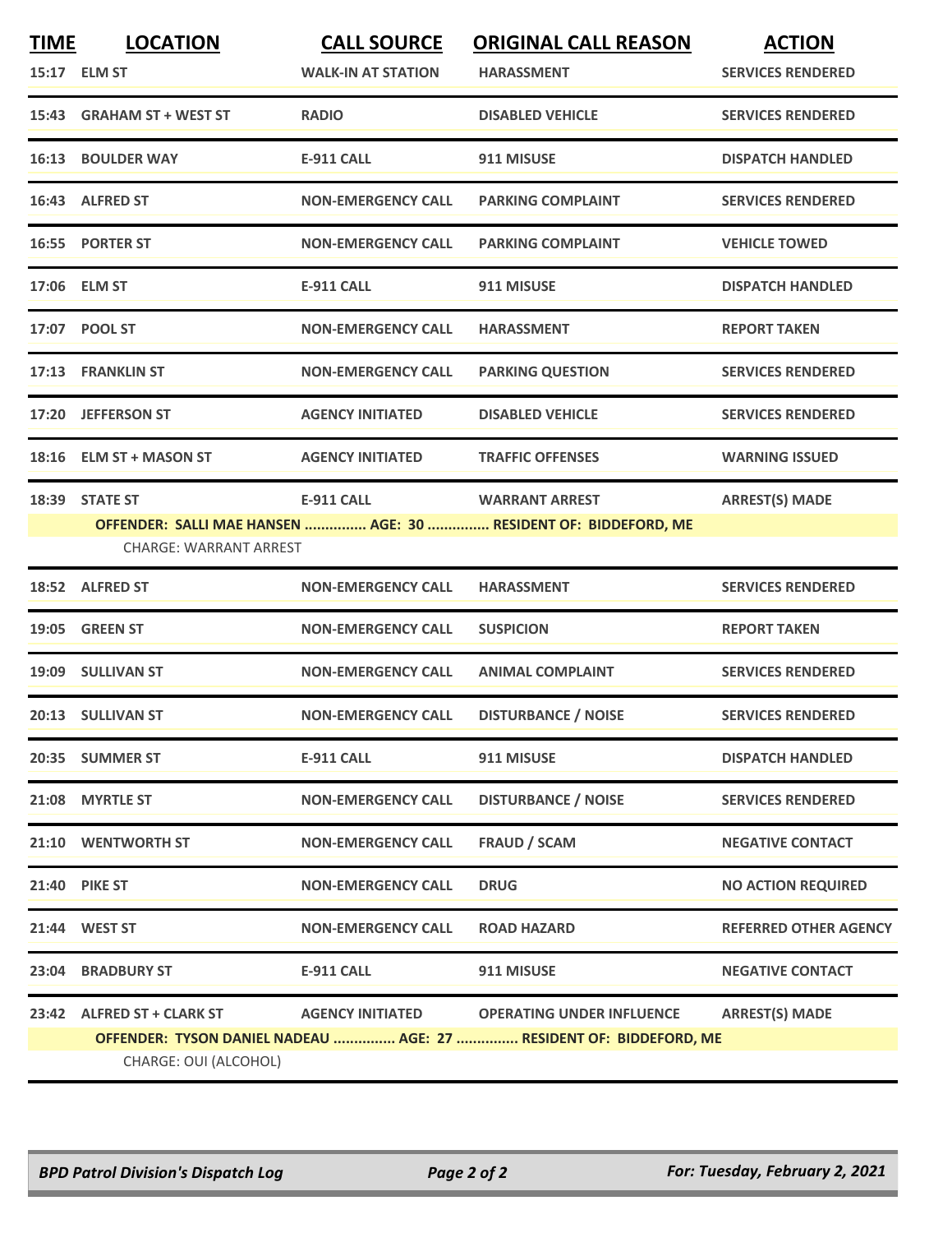| TIME | LOCATION | CALL SOURCE | ORIGINAL CALL REASON | ACTION |
|---|---|---|---|---|
| 15:17 | ELM ST | WALK-IN AT STATION | HARASSMENT | SERVICES RENDERED |
| 15:43 | GRAHAM ST + WEST ST | RADIO | DISABLED VEHICLE | SERVICES RENDERED |
| 16:13 | BOULDER WAY | E-911 CALL | 911 MISUSE | DISPATCH HANDLED |
| 16:43 | ALFRED ST | NON-EMERGENCY CALL | PARKING COMPLAINT | SERVICES RENDERED |
| 16:55 | PORTER ST | NON-EMERGENCY CALL | PARKING COMPLAINT | VEHICLE TOWED |
| 17:06 | ELM ST | E-911 CALL | 911 MISUSE | DISPATCH HANDLED |
| 17:07 | POOL ST | NON-EMERGENCY CALL | HARASSMENT | REPORT TAKEN |
| 17:13 | FRANKLIN ST | NON-EMERGENCY CALL | PARKING QUESTION | SERVICES RENDERED |
| 17:20 | JEFFERSON ST | AGENCY INITIATED | DISABLED VEHICLE | SERVICES RENDERED |
| 18:16 | ELM ST + MASON ST | AGENCY INITIATED | TRAFFIC OFFENSES | WARNING ISSUED |
| 18:39 | STATE ST | E-911 CALL | WARRANT ARREST | ARREST(S) MADE |
| | OFFENDER: SALLI MAE HANSEN ............... AGE: 30 ............... RESIDENT OF: BIDDEFORD, ME | | | |
| | CHARGE: WARRANT ARREST | | | |
| 18:52 | ALFRED ST | NON-EMERGENCY CALL | HARASSMENT | SERVICES RENDERED |
| 19:05 | GREEN ST | NON-EMERGENCY CALL | SUSPICION | REPORT TAKEN |
| 19:09 | SULLIVAN ST | NON-EMERGENCY CALL | ANIMAL COMPLAINT | SERVICES RENDERED |
| 20:13 | SULLIVAN ST | NON-EMERGENCY CALL | DISTURBANCE / NOISE | SERVICES RENDERED |
| 20:35 | SUMMER ST | E-911 CALL | 911 MISUSE | DISPATCH HANDLED |
| 21:08 | MYRTLE ST | NON-EMERGENCY CALL | DISTURBANCE / NOISE | SERVICES RENDERED |
| 21:10 | WENTWORTH ST | NON-EMERGENCY CALL | FRAUD / SCAM | NEGATIVE CONTACT |
| 21:40 | PIKE ST | NON-EMERGENCY CALL | DRUG | NO ACTION REQUIRED |
| 21:44 | WEST ST | NON-EMERGENCY CALL | ROAD HAZARD | REFERRED OTHER AGENCY |
| 23:04 | BRADBURY ST | E-911 CALL | 911 MISUSE | NEGATIVE CONTACT |
| 23:42 | ALFRED ST + CLARK ST | AGENCY INITIATED | OPERATING UNDER INFLUENCE | ARREST(S) MADE |
| | OFFENDER: TYSON DANIEL NADEAU ............... AGE: 27 ............... RESIDENT OF: BIDDEFORD, ME | | | |
| | CHARGE: OUI (ALCOHOL) | | | |

*BPD Patrol Division's Dispatch Log* | *For: Tuesday, February 2, 2021*